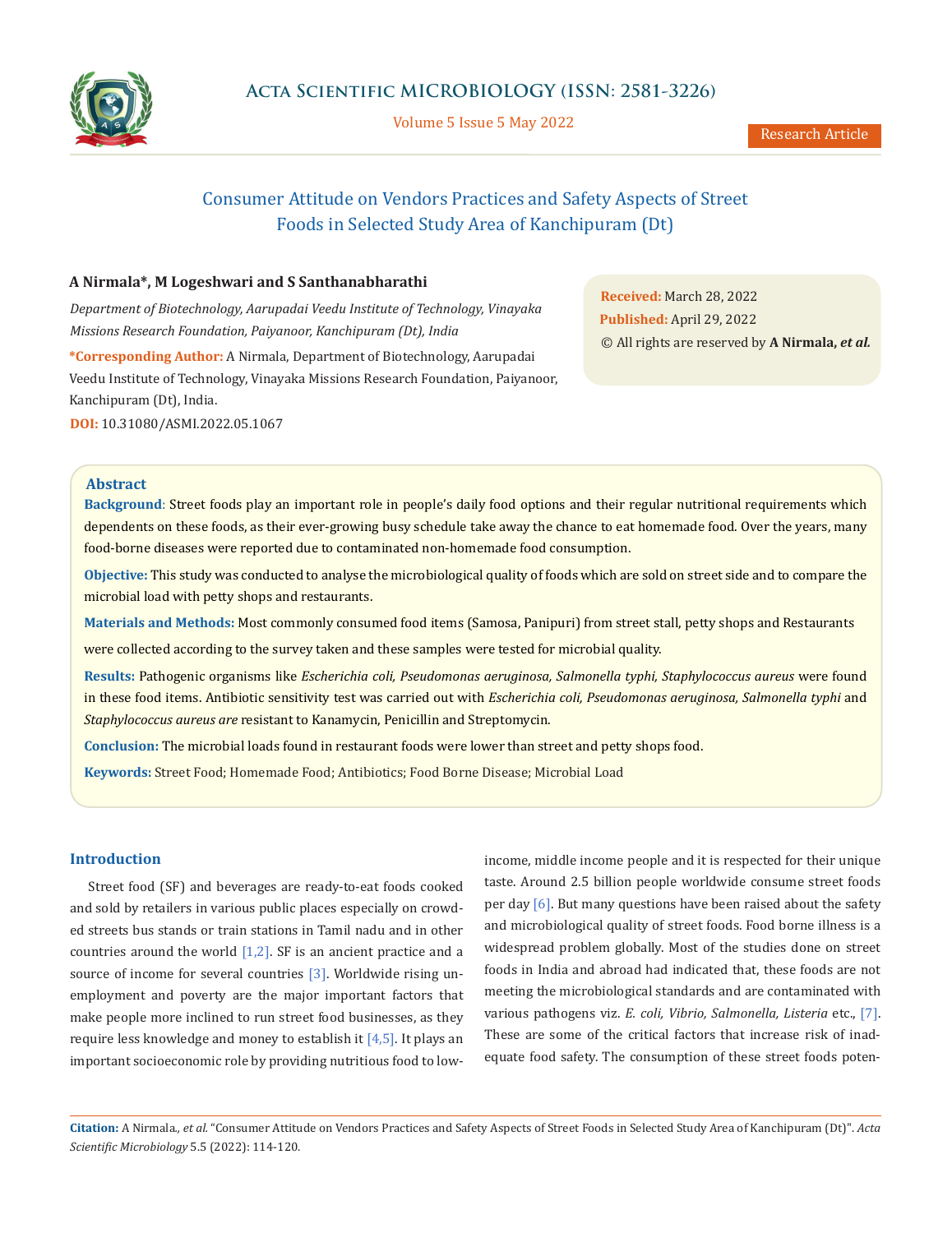# Consumer Attitude on Vendors Practices and Safety Aspects of Street Foods in Selected Study Area of Kanchipuram (Dt)

**A Nirmala\*, M Logeshwari and S Santhanabharathi**

*Department of Biotechnology, Aarupadai Veedu Institute of Technology, Vinayaka Missions Research Foundation, Paiyanoor, Kanchipuram (Dt), India*

**\*Corresponding Author:** A Nirmala, Department of Biotechnology, Aarupadai Veedu Institute of Technology, Vinayaka Missions Research Foundation, Paiyanoor, Kanchipuram (Dt), India.

**DOI:** 10.31080/ASMI.2022.05.1067

**Received:** March 28, 2022
**Published:** April 29, 2022
© All rights are reserved by **A Nirmala, *et al.***

## Abstract

**Background**: Street foods play an important role in people's daily food options and their regular nutritional requirements which dependents on these foods, as their ever-growing busy schedule take away the chance to eat homemade food. Over the years, many food-borne diseases were reported due to contaminated non-homemade food consumption.

**Objective:** This study was conducted to analyse the microbiological quality of foods which are sold on street side and to compare the microbial load with petty shops and restaurants.

**Materials and Methods:** Most commonly consumed food items (Samosa, Panipuri) from street stall, petty shops and Restaurants were collected according to the survey taken and these samples were tested for microbial quality.

**Results:** Pathogenic organisms like *Escherichia coli, Pseudomonas aeruginosa, Salmonella typhi, Staphylococcus aureus* were found in these food items. Antibiotic sensitivity test was carried out with *Escherichia coli, Pseudomonas aeruginosa, Salmonella typhi* and *Staphylococcus aureus are* resistant to Kanamycin, Penicillin and Streptomycin.

**Conclusion:** The microbial loads found in restaurant foods were lower than street and petty shops food.

**Keywords:** Street Food; Homemade Food; Antibiotics; Food Borne Disease; Microbial Load

## Introduction

Street food (SF) and beverages are ready-to-eat foods cooked and sold by retailers in various public places especially on crowded streets bus stands or train stations in Tamil nadu and in other countries around the world [1,2]. SF is an ancient practice and a source of income for several countries [3]. Worldwide rising unemployment and poverty are the major important factors that make people more inclined to run street food businesses, as they require less knowledge and money to establish it [4,5]. It plays an important socioeconomic role by providing nutritious food to low-income, middle income people and it is respected for their unique taste. Around 2.5 billion people worldwide consume street foods per day [6]. But many questions have been raised about the safety and microbiological quality of street foods. Food borne illness is a widespread problem globally. Most of the studies done on street foods in India and abroad had indicated that, these foods are not meeting the microbiological standards and are contaminated with various pathogens viz. *E. coli, Vibrio, Salmonella, Listeria* etc., [7]. These are some of the critical factors that increase risk of inadequate food safety. The consumption of these street foods poten-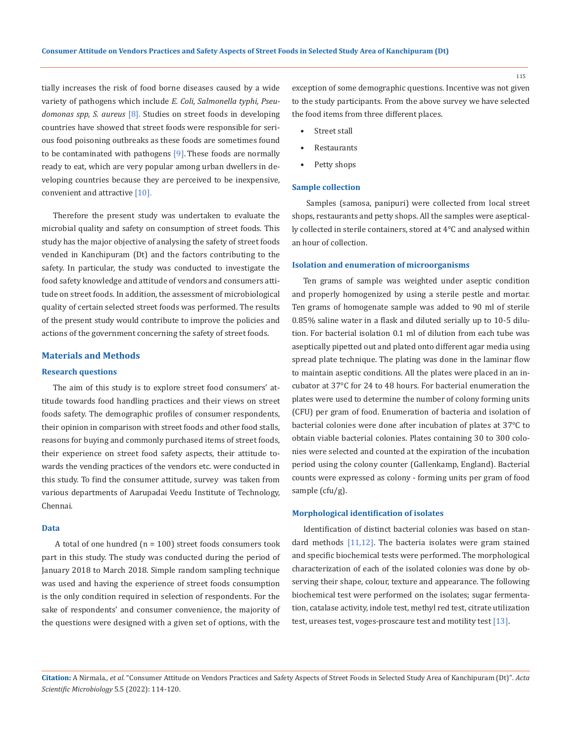tially increases the risk of food borne diseases caused by a wide variety of pathogens which include *E. Coli, Salmonella typhi, Pseudomonas spp, S. aureus* [8]. Studies on street foods in developing countries have showed that street foods were responsible for serious food poisoning outbreaks as these foods are sometimes found to be contaminated with pathogens [9]. These foods are normally ready to eat, which are very popular among urban dwellers in developing countries because they are perceived to be inexpensive, convenient and attractive [10].

Therefore the present study was undertaken to evaluate the microbial quality and safety on consumption of street foods. This study has the major objective of analysing the safety of street foods vended in Kanchipuram (Dt) and the factors contributing to the safety. In particular, the study was conducted to investigate the food safety knowledge and attitude of vendors and consumers attitude on street foods. In addition, the assessment of microbiological quality of certain selected street foods was performed. The results of the present study would contribute to improve the policies and actions of the government concerning the safety of street foods.

## Materials and Methods

### Research questions

The aim of this study is to explore street food consumers' attitude towards food handling practices and their views on street foods safety. The demographic profiles of consumer respondents, their opinion in comparison with street foods and other food stalls, reasons for buying and commonly purchased items of street foods, their experience on street food safety aspects, their attitude towards the vending practices of the vendors etc. were conducted in this study. To find the consumer attitude, survey was taken from various departments of Aarupadai Veedu Institute of Technology, Chennai.

### Data

A total of one hundred (n = 100) street foods consumers took part in this study. The study was conducted during the period of January 2018 to March 2018. Simple random sampling technique was used and having the experience of street foods consumption is the only condition required in selection of respondents. For the sake of respondents' and consumer convenience, the majority of the questions were designed with a given set of options, with the exception of some demographic questions. Incentive was not given to the study participants. From the above survey we have selected the food items from three different places.

- Street stall
- Restaurants
- Petty shops

### Sample collection

Samples (samosa, panipuri) were collected from local street shops, restaurants and petty shops. All the samples were aseptically collected in sterile containers, stored at 4°C and analysed within an hour of collection.

### Isolation and enumeration of microorganisms

Ten grams of sample was weighted under aseptic condition and properly homogenized by using a sterile pestle and mortar. Ten grams of homogenate sample was added to 90 ml of sterile 0.85% saline water in a flask and diluted serially up to 10-5 dilution. For bacterial isolation 0.1 ml of dilution from each tube was aseptically pipetted out and plated onto different agar media using spread plate technique. The plating was done in the laminar flow to maintain aseptic conditions. All the plates were placed in an incubator at 37°C for 24 to 48 hours. For bacterial enumeration the plates were used to determine the number of colony forming units (CFU) per gram of food. Enumeration of bacteria and isolation of bacterial colonies were done after incubation of plates at 37°C to obtain viable bacterial colonies. Plates containing 30 to 300 colonies were selected and counted at the expiration of the incubation period using the colony counter (Gallenkamp, England). Bacterial counts were expressed as colony - forming units per gram of food sample (cfu/g).

### Morphological identification of isolates

Identification of distinct bacterial colonies was based on standard methods [11,12]. The bacteria isolates were gram stained and specific biochemical tests were performed. The morphological characterization of each of the isolated colonies was done by observing their shape, colour, texture and appearance. The following biochemical test were performed on the isolates; sugar fermentation, catalase activity, indole test, methyl red test, citrate utilization test, ureases test, voges-proscaure test and motility test [13].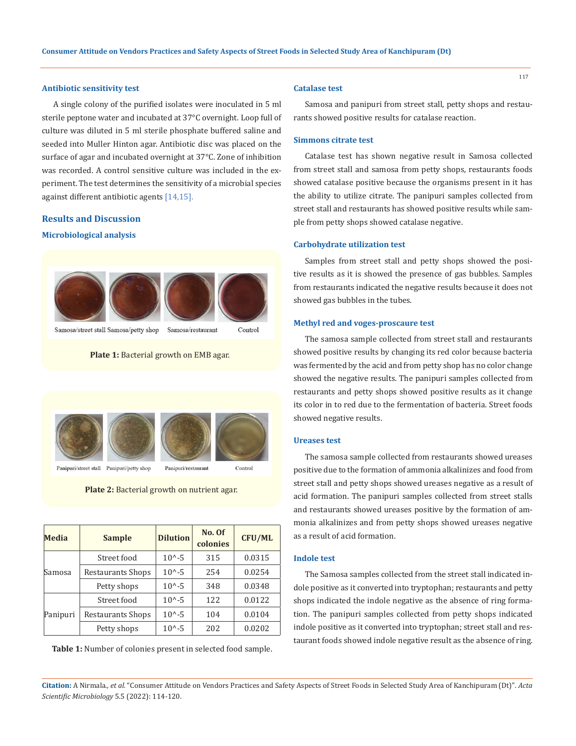### Antibiotic sensitivity test

A single colony of the purified isolates were inoculated in 5 ml sterile peptone water and incubated at 37°C overnight. Loop full of culture was diluted in 5 ml sterile phosphate buffered saline and seeded into Muller Hinton agar. Antibiotic disc was placed on the surface of agar and incubated overnight at 37°C. Zone of inhibition was recorded. A control sensitive culture was included in the experiment. The test determines the sensitivity of a microbial species against different antibiotic agents [14,15].

## Results and Discussion

### Microbiological analysis

Samosa/street stall Samosa/petty shop Samosa/restaurant Control

**Plate 1:** Bacterial growth on EMB agar.

Panipuri/street stall Panipuri/petty shop Panipuri/restaurant Control

**Plate 2:** Bacterial growth on nutrient agar.

| Media | Sample | Dilution | No. Of colonies | CFU/ML |
|---|---|---|---|---|
| Samosa | Street food | 10^-5 | 315 | 0.0315 |
| | Restaurants Shops | 10^-5 | 254 | 0.0254 |
| | Petty shops | 10^-5 | 348 | 0.0348 |
| Panipuri | Street food | 10^-5 | 122 | 0.0122 |
| | Restaurants Shops | 10^-5 | 104 | 0.0104 |
| | Petty shops | 10^-5 | 202 | 0.0202 |

**Table 1:** Number of colonies present in selected food sample.

### Catalase test

Samosa and panipuri from street stall, petty shops and restaurants showed positive results for catalase reaction.

### Simmons citrate test

Catalase test has shown negative result in Samosa collected from street stall and samosa from petty shops, restaurants foods showed catalase positive because the organisms present in it has the ability to utilize citrate. The panipuri samples collected from street stall and restaurants has showed positive results while sample from petty shops showed catalase negative.

### Carbohydrate utilization test

Samples from street stall and petty shops showed the positive results as it is showed the presence of gas bubbles. Samples from restaurants indicated the negative results because it does not showed gas bubbles in the tubes.

### Methyl red and voges-proscaure test

The samosa sample collected from street stall and restaurants showed positive results by changing its red color because bacteria was fermented by the acid and from petty shop has no color change showed the negative results. The panipuri samples collected from restaurants and petty shops showed positive results as it change its color in to red due to the fermentation of bacteria. Street foods showed negative results.

### Ureases test

The samosa sample collected from restaurants showed ureases positive due to the formation of ammonia alkalinizes and food from street stall and petty shops showed ureases negative as a result of acid formation. The panipuri samples collected from street stalls and restaurants showed ureases positive by the formation of ammonia alkalinizes and from petty shops showed ureases negative as a result of acid formation.

### Indole test

The Samosa samples collected from the street stall indicated indole positive as it converted into tryptophan; restaurants and petty shops indicated the indole negative as the absence of ring formation. The panipuri samples collected from petty shops indicated indole positive as it converted into tryptophan; street stall and restaurant foods showed indole negative result as the absence of ring.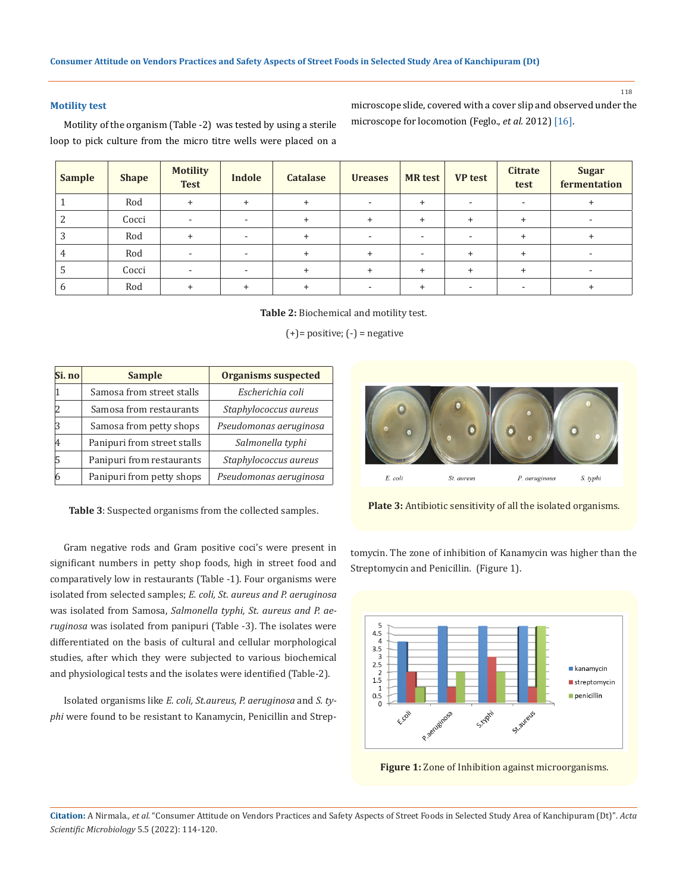### Motility test

Motility of the organism (Table -2) was tested by using a sterile loop to pick culture from the micro titre wells were placed on a microscope slide, covered with a cover slip and observed under the microscope for locomotion (Feglo., *et al.* 2012) [16].

| Sample | Shape | Motility Test | Indole | Catalase | Ureases | MR test | VP test | Citrate test | Sugar fermentation |
|---|---|---|---|---|---|---|---|---|---|
| 1 | Rod | + | + | + | - | + | - | - | + |
| 2 | Cocci | - | - | + | + | + | + | + | - |
| 3 | Rod | + | - | + | - | - | - | + | + |
| 4 | Rod | - | - | + | + | - | + | + | - |
| 5 | Cocci | - | - | + | + | + | + | + | - |
| 6 | Rod | + | + | + | - | + | - | - | + |

**Table 2:** Biochemical and motility test.

(+)= positive; (-) = negative

| Si. no | Sample | Organisms suspected |
|---|---|---|
| 1 | Samosa from street stalls | *Escherichia coli* |
| 2 | Samosa from restaurants | *Staphylococcus aureus* |
| 3 | Samosa from petty shops | *Pseudomonas aeruginosa* |
| 4 | Panipuri from street stalls | *Salmonella typhi* |
| 5 | Panipuri from restaurants | *Staphylococcus aureus* |
| 6 | Panipuri from petty shops | *Pseudomonas aeruginosa* |

**Table 3**: Suspected organisms from the collected samples.

E. coli St. aureus P. aeruginosa S. typhi

**Plate 3:** Antibiotic sensitivity of all the isolated organisms.

Gram negative rods and Gram positive coci's were present in significant numbers in petty shop foods, high in street food and comparatively low in restaurants (Table -1). Four organisms were isolated from selected samples; *E. coli, St. aureus and P. aeruginosa* was isolated from Samosa, *Salmonella typhi, St. aureus and P. aeruginosa* was isolated from panipuri (Table -3). The isolates were differentiated on the basis of cultural and cellular morphological studies, after which they were subjected to various biochemical and physiological tests and the isolates were identified (Table-2).

Isolated organisms like *E. coli, St.aureus, P. aeruginosa* and *S. typhi* were found to be resistant to Kanamycin, Penicillin and Streptomycin. The zone of inhibition of Kanamycin was higher than the Streptomycin and Penicillin. (Figure 1).

**Figure 1:** Zone of Inhibition against microorganisms.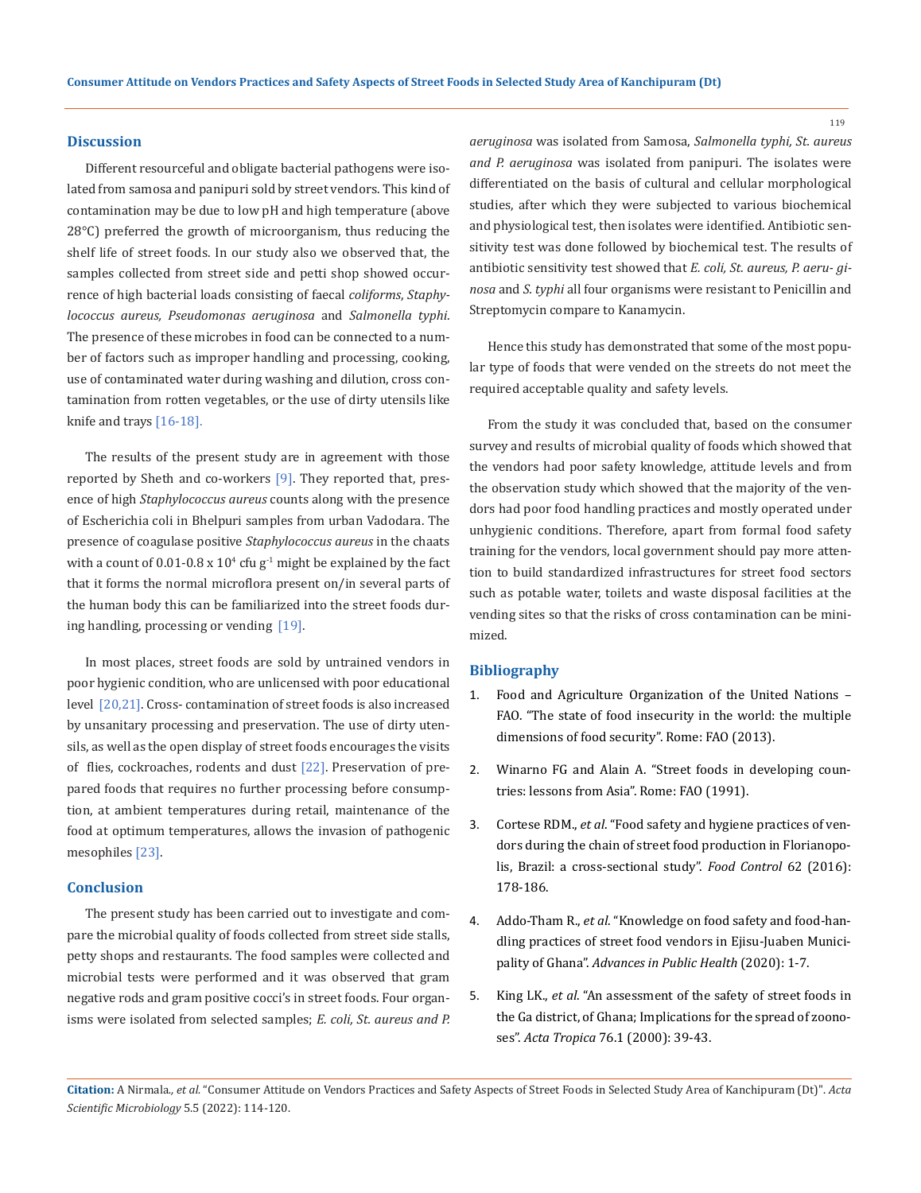## Discussion

Different resourceful and obligate bacterial pathogens were isolated from samosa and panipuri sold by street vendors. This kind of contamination may be due to low pH and high temperature (above 28°C) preferred the growth of microorganism, thus reducing the shelf life of street foods. In our study also we observed that, the samples collected from street side and petti shop showed occurrence of high bacterial loads consisting of faecal *coliforms*, *Staphylococcus aureus, Pseudomonas aeruginosa* and *Salmonella typhi*. The presence of these microbes in food can be connected to a number of factors such as improper handling and processing, cooking, use of contaminated water during washing and dilution, cross contamination from rotten vegetables, or the use of dirty utensils like knife and trays [16-18].

The results of the present study are in agreement with those reported by Sheth and co-workers [9]. They reported that, presence of high *Staphylococcus aureus* counts along with the presence of Escherichia coli in Bhelpuri samples from urban Vadodara. The presence of coagulase positive *Staphylococcus aureus* in the chaats with a count of $0.01\text{-}0.8 \times 10^4$ cfu $g^{-1}$ might be explained by the fact that it forms the normal microflora present on/in several parts of the human body this can be familiarized into the street foods during handling, processing or vending [19].

In most places, street foods are sold by untrained vendors in poor hygienic condition, who are unlicensed with poor educational level [20,21]. Cross- contamination of street foods is also increased by unsanitary processing and preservation. The use of dirty utensils, as well as the open display of street foods encourages the visits of flies, cockroaches, rodents and dust [22]. Preservation of prepared foods that requires no further processing before consumption, at ambient temperatures during retail, maintenance of the food at optimum temperatures, allows the invasion of pathogenic mesophiles [23].

## Conclusion

The present study has been carried out to investigate and compare the microbial quality of foods collected from street side stalls, petty shops and restaurants. The food samples were collected and microbial tests were performed and it was observed that gram negative rods and gram positive cocci's in street foods. Four organisms were isolated from selected samples; *E. coli, St. aureus and P. aeruginosa* was isolated from Samosa, *Salmonella typhi, St. aureus and P. aeruginosa* was isolated from panipuri. The isolates were differentiated on the basis of cultural and cellular morphological studies, after which they were subjected to various biochemical and physiological test, then isolates were identified. Antibiotic sensitivity test was done followed by biochemical test. The results of antibiotic sensitivity test showed that *E. coli, St. aureus, P. aeru- ginosa* and *S. typhi* all four organisms were resistant to Penicillin and Streptomycin compare to Kanamycin.

Hence this study has demonstrated that some of the most popular type of foods that were vended on the streets do not meet the required acceptable quality and safety levels.

From the study it was concluded that, based on the consumer survey and results of microbial quality of foods which showed that the vendors had poor safety knowledge, attitude levels and from the observation study which showed that the majority of the vendors had poor food handling practices and mostly operated under unhygienic conditions. Therefore, apart from formal food safety training for the vendors, local government should pay more attention to build standardized infrastructures for street food sectors such as potable water, toilets and waste disposal facilities at the vending sites so that the risks of cross contamination can be minimized.

## Bibliography

1. Food and Agriculture Organization of the United Nations – FAO. "The state of food insecurity in the world: the multiple dimensions of food security". Rome: FAO (2013).
2. Winarno FG and Alain A. "Street foods in developing countries: lessons from Asia". Rome: FAO (1991).
3. Cortese RDM., *et al*. "Food safety and hygiene practices of vendors during the chain of street food production in Florianopolis, Brazil: a cross-sectional study". *Food Control* 62 (2016): 178-186.
4. Addo-Tham R., *et al*. "Knowledge on food safety and food-handling practices of street food vendors in Ejisu-Juaben Municipality of Ghana". *Advances in Public Health* (2020): 1-7.
5. King LK., *et al*. "An assessment of the safety of street foods in the Ga district, of Ghana; Implications for the spread of zoonoses". *Acta Tropica* 76.1 (2000): 39-43.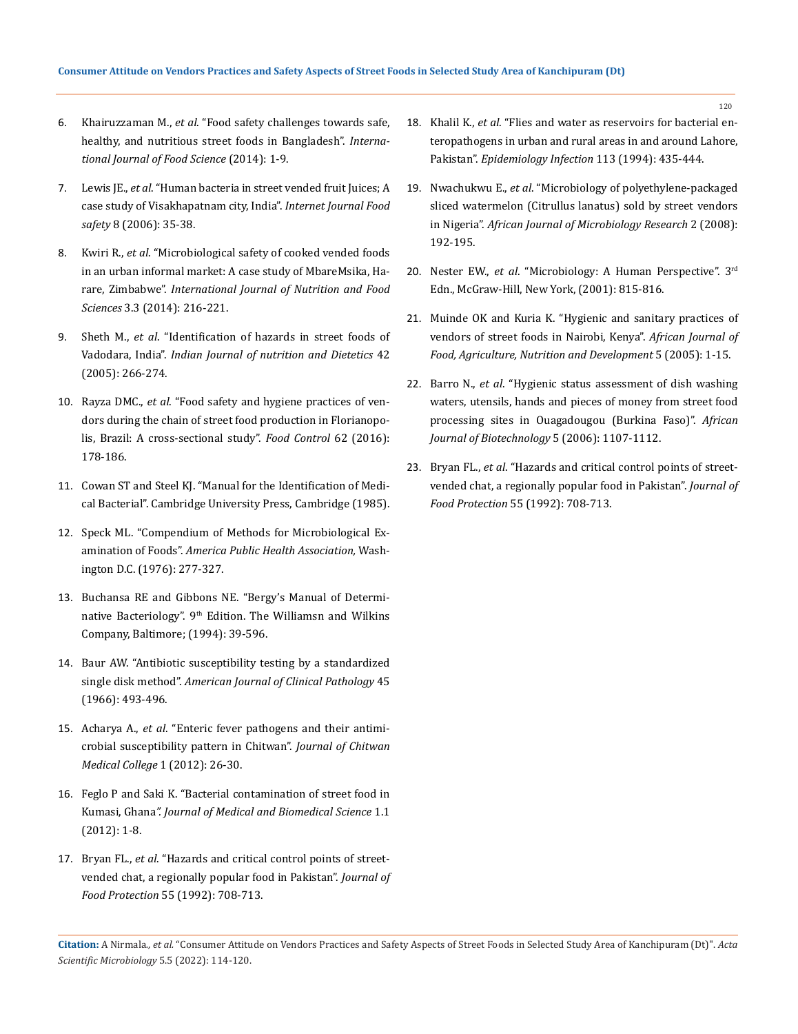6. Khairuzzaman M., *et al*. "Food safety challenges towards safe, healthy, and nutritious street foods in Bangladesh". *International Journal of Food Science* (2014): 1-9.

7. Lewis JE., *et al*. "Human bacteria in street vended fruit Juices; A case study of Visakhapatnam city, India". *Internet Journal Food safety* 8 (2006): 35-38.

8. Kwiri R., *et al*. "Microbiological safety of cooked vended foods in an urban informal market: A case study of MbareMsika, Harare, Zimbabwe". *International Journal of Nutrition and Food Sciences* 3.3 (2014): 216-221.

9. Sheth M., *et al*. "Identification of hazards in street foods of Vadodara, India". *Indian Journal of nutrition and Dietetics* 42 (2005): 266-274.

10. Rayza DMC., *et al*. "Food safety and hygiene practices of vendors during the chain of street food production in Florianopolis, Brazil: A cross-sectional study". *Food Control* 62 (2016): 178-186.

11. Cowan ST and Steel KJ. "Manual for the Identification of Medical Bacterial". Cambridge University Press, Cambridge (1985).

12. Speck ML. "Compendium of Methods for Microbiological Examination of Foods". *America Public Health Association,* Washington D.C. (1976): 277-327.

13. Buchansa RE and Gibbons NE. "Bergy's Manual of Determinative Bacteriology". 9th Edition. The Williamsn and Wilkins Company, Baltimore; (1994): 39-596.

14. Baur AW. "Antibiotic susceptibility testing by a standardized single disk method". *American Journal of Clinical Pathology* 45 (1966): 493-496.

15. Acharya A., *et al*. "Enteric fever pathogens and their antimicrobial susceptibility pattern in Chitwan". *Journal of Chitwan Medical College* 1 (2012): 26-30.

16. Feglo P and Saki K. "Bacterial contamination of street food in Kumasi, Ghana". *Journal of Medical and Biomedical Science* 1.1 (2012): 1-8.

17. Bryan FL., *et al*. "Hazards and critical control points of street-vended chat, a regionally popular food in Pakistan". *Journal of Food Protection* 55 (1992): 708-713.

18. Khalil K., *et al*. "Flies and water as reservoirs for bacterial enteropathogens in urban and rural areas in and around Lahore, Pakistan". *Epidemiology Infection* 113 (1994): 435-444.

19. Nwachukwu E., *et al*. "Microbiology of polyethylene-packaged sliced watermelon (Citrullus lanatus) sold by street vendors in Nigeria". *African Journal of Microbiology Research* 2 (2008): 192-195.

20. Nester EW., *et al*. "Microbiology: A Human Perspective". 3rd Edn., McGraw-Hill, New York, (2001): 815-816.

21. Muinde OK and Kuria K. "Hygienic and sanitary practices of vendors of street foods in Nairobi, Kenya". *African Journal of Food, Agriculture, Nutrition and Development* 5 (2005): 1-15.

22. Barro N., *et al*. "Hygienic status assessment of dish washing waters, utensils, hands and pieces of money from street food processing sites in Ouagadougou (Burkina Faso)". *African Journal of Biotechnology* 5 (2006): 1107-1112.

23. Bryan FL., *et al*. "Hazards and critical control points of street-vended chat, a regionally popular food in Pakistan". *Journal of Food Protection* 55 (1992): 708-713.